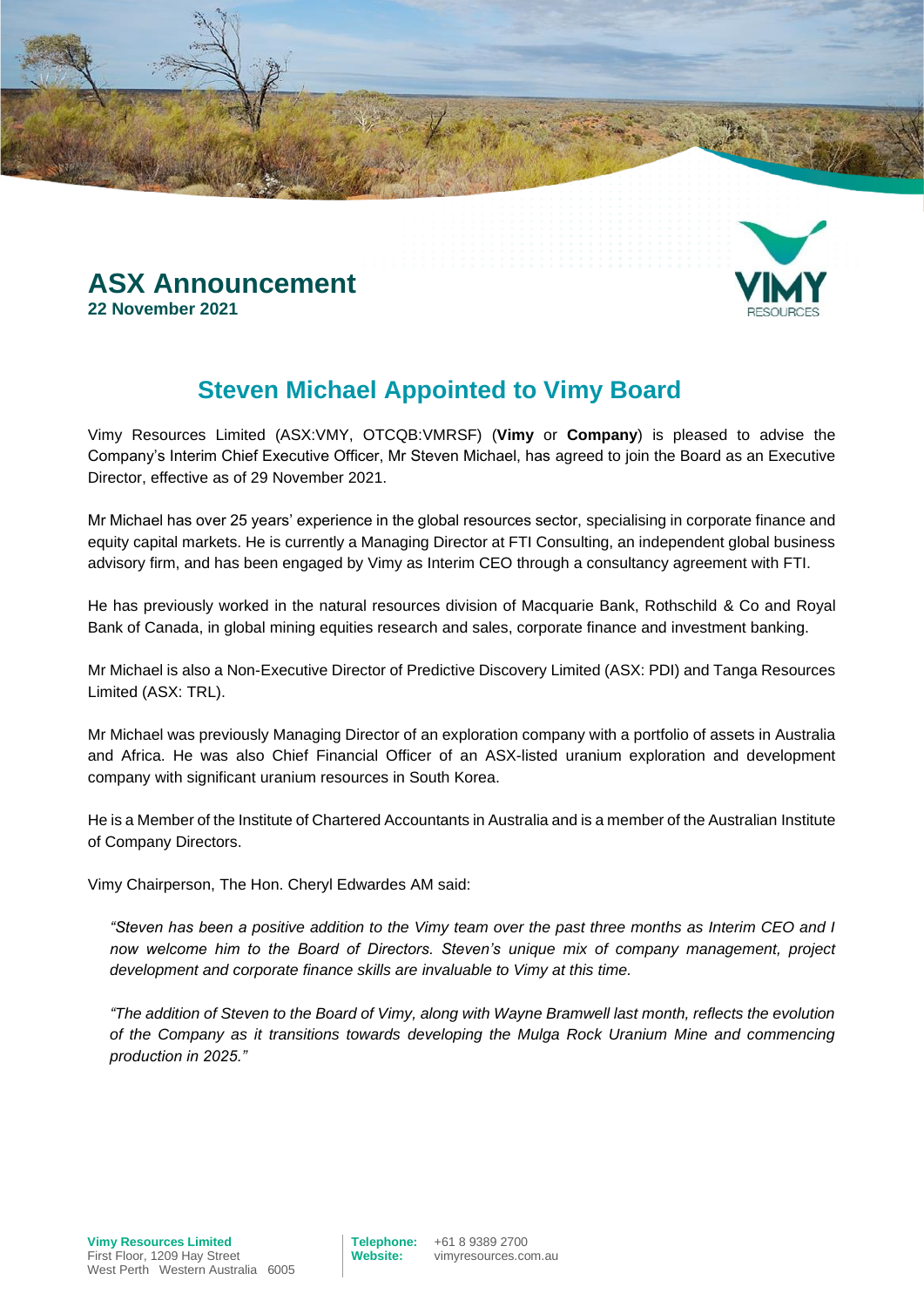# ASX Announcement

**22 November 2021**

## Steven Michael Appointed to Vimy Board

Vimy Resources Limited (ASX:VMY, OTCQB:VMRSF) (**Vimy** or **Company**) is pleased to advise the Company's Interim Chief Executive Officer, Mr Steven Michael, has agreed to join the Board as an Executive Director, effective as of 29 November 2021.

Mr Michael has over 25 years' experience in the global resources sector, specialising in corporate finance and equity capital markets. He is currently a Managing Director at FTI Consulting, an independent global business advisory firm, and has been engaged by Vimy as Interim CEO through a consultancy agreement with FTI.

He has previously worked in the natural resources division of Macquarie Bank, Rothschild & Co and Royal Bank of Canada, in global mining equities research and sales, corporate finance and investment banking.

Mr Michael is also a Non-Executive Director of Predictive Discovery Limited (ASX: PDI) and Tanga Resources Limited (ASX: TRL).

Mr Michael was previously Managing Director of an exploration company with a portfolio of assets in Australia and Africa. He was also Chief Financial Officer of an ASX-listed uranium exploration and development company with significant uranium resources in South Korea.

He is a Member of the Institute of Chartered Accountants in Australia and is a member of the Australian Institute of Company Directors.

Vimy Chairperson, The Hon. Cheryl Edwardes AM said:

> *"Steven has been a positive addition to the Vimy team over the past three months as Interim CEO and I now welcome him to the Board of Directors. Steven's unique mix of company management, project development and corporate finance skills are invaluable to Vimy at this time.*
>
> *"The addition of Steven to the Board of Vimy, along with Wayne Bramwell last month, reflects the evolution of the Company as it transitions towards developing the Mulga Rock Uranium Mine and commencing production in 2025."*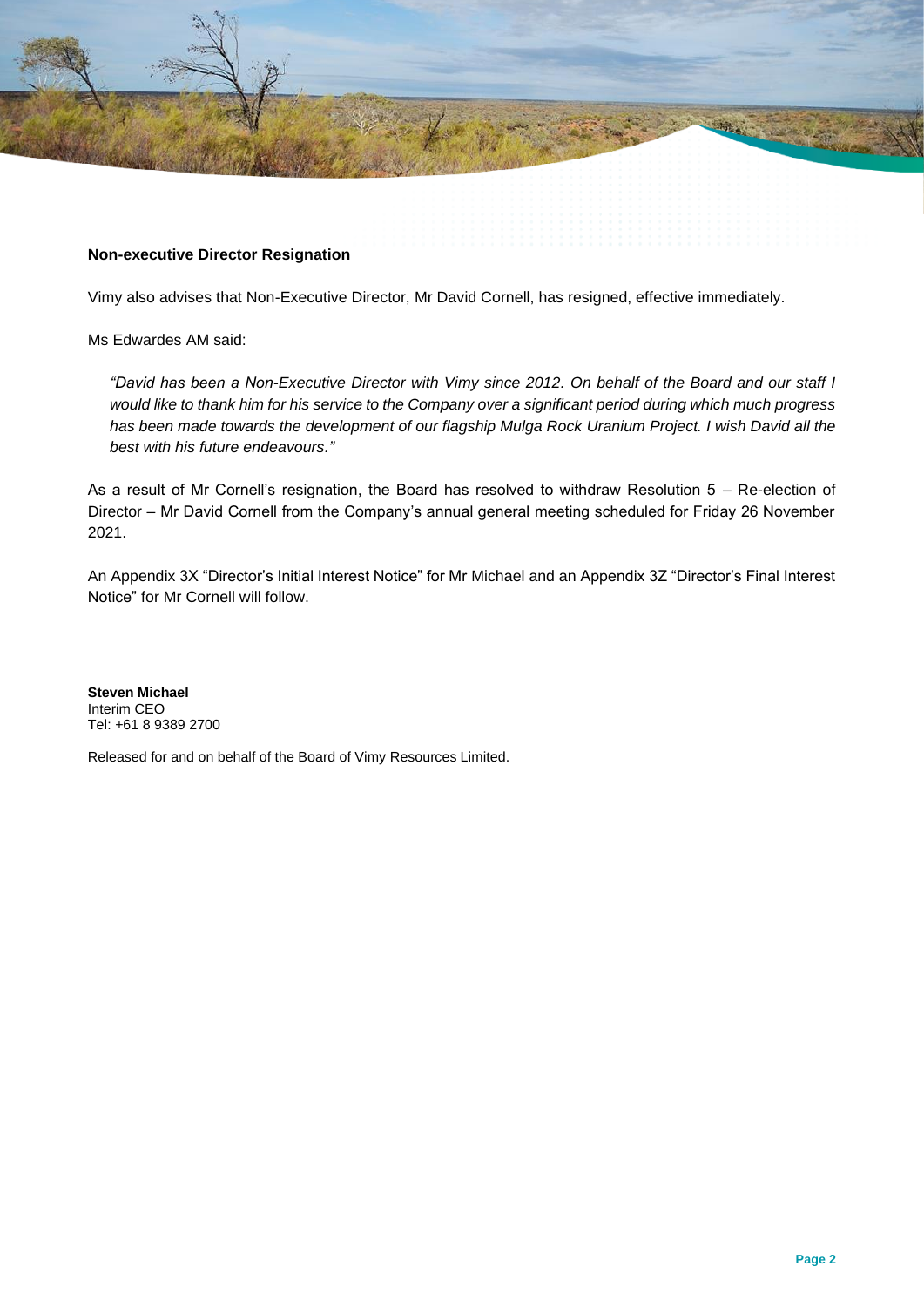**Non-executive Director Resignation**

Vimy also advises that Non-Executive Director, Mr David Cornell, has resigned, effective immediately.

Ms Edwardes AM said:

> *"David has been a Non-Executive Director with Vimy since 2012. On behalf of the Board and our staff I would like to thank him for his service to the Company over a significant period during which much progress has been made towards the development of our flagship Mulga Rock Uranium Project. I wish David all the best with his future endeavours."*

As a result of Mr Cornell's resignation, the Board has resolved to withdraw Resolution 5 – Re-election of Director – Mr David Cornell from the Company's annual general meeting scheduled for Friday 26 November 2021.

An Appendix 3X "Director's Initial Interest Notice" for Mr Michael and an Appendix 3Z "Director's Final Interest Notice" for Mr Cornell will follow.

**Steven Michael**
Interim CEO
Tel: +61 8 9389 2700

Released for and on behalf of the Board of Vimy Resources Limited.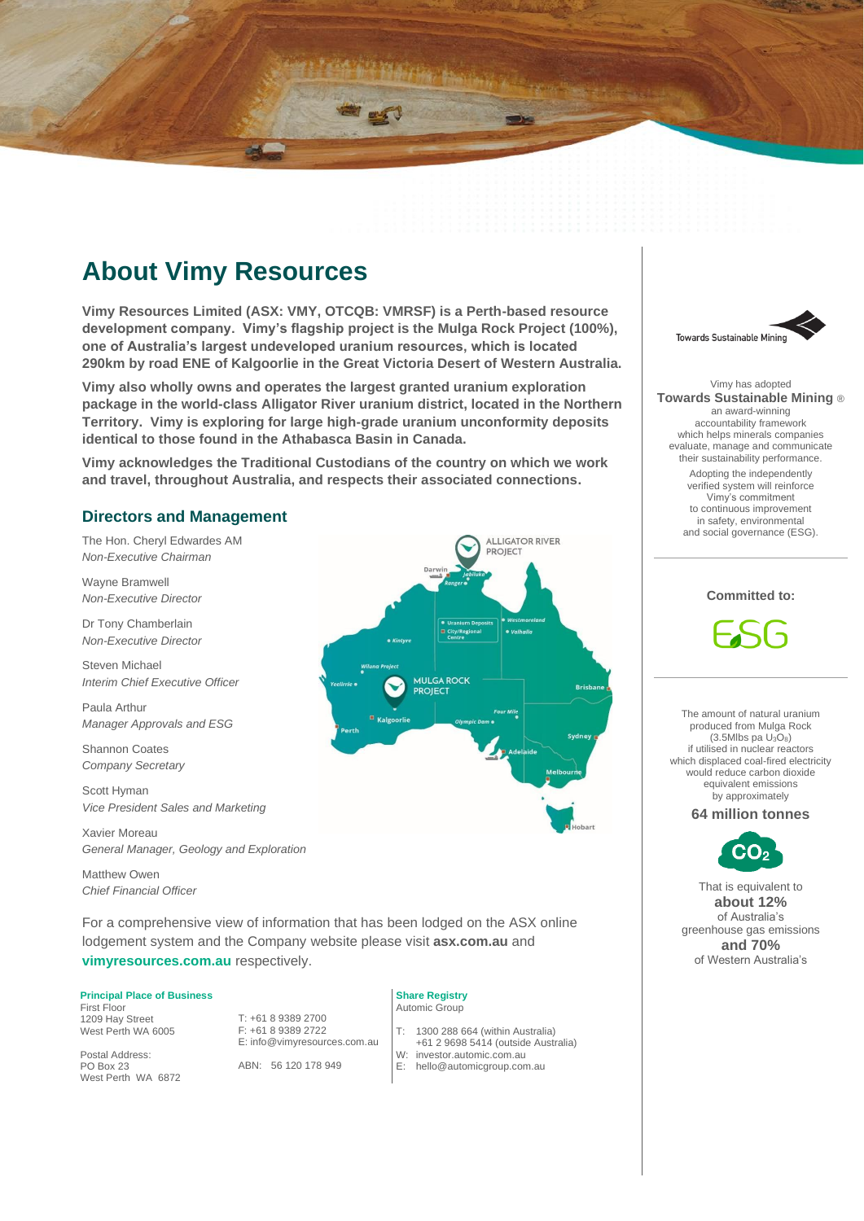# About Vimy Resources

**Vimy Resources Limited (ASX: VMY, OTCQB: VMRSF) is a Perth-based resource development company. Vimy's flagship project is the Mulga Rock Project (100%), one of Australia's largest undeveloped uranium resources, which is located 290km by road ENE of Kalgoorlie in the Great Victoria Desert of Western Australia.**

**Vimy also wholly owns and operates the largest granted uranium exploration package in the world-class Alligator River uranium district, located in the Northern Territory. Vimy is exploring for large high-grade uranium unconformity deposits identical to those found in the Athabasca Basin in Canada.**

**Vimy acknowledges the Traditional Custodians of the country on which we work and travel, throughout Australia, and respects their associated connections.**

## Directors and Management

The Hon. Cheryl Edwardes AM
*Non-Executive Chairman*

Wayne Bramwell
*Non-Executive Director*

Dr Tony Chamberlain
*Non-Executive Director*

Steven Michael
*Interim Chief Executive Officer*

Paula Arthur
*Manager Approvals and ESG*

Shannon Coates
*Company Secretary*

Scott Hyman
*Vice President Sales and Marketing*

Xavier Moreau
*General Manager, Geology and Exploration*

Matthew Owen
*Chief Financial Officer*

ALLIGATOR RIVER PROJECT
Darwin
Jabiluka
Ranger
Uranium Deposits
City/Regional Centre
Westmoreland
Valhalla
Kintyre
Wiluna Project
Yeelirrie
MULGA ROCK PROJECT
Brisbane
Kalgoorlie
Perth
Olympic Dam
Four Mile
Sydney
Adelaide
Melbourne
Hobart

For a comprehensive view of information that has been lodged on the ASX online lodgement system and the Company website please visit **asx.com.au** and **vimyresources.com.au** respectively.

**Principal Place of Business**
First Floor
1209 Hay Street
West Perth WA 6005

T: +61 8 9389 2700
F: +61 8 9389 2722
E: info@vimyresources.com.au

Postal Address:
PO Box 23
West Perth WA 6872

ABN: 56 120 178 949

**Share Registry**
Automic Group

T: 1300 288 664 (within Australia)
+61 2 9698 5414 (outside Australia)
W: investor.automic.com.au
E: hello@automicgroup.com.au

Towards Sustainable Mining

Vimy has adopted
**Towards Sustainable Mining ®**
an award-winning accountability framework which helps minerals companies evaluate, manage and communicate their sustainability performance.

Adopting the independently verified system will reinforce Vimy's commitment to continuous improvement in safety, environmental and social governance (ESG).

**Committed to:**

ESG

The amount of natural uranium produced from Mulga Rock (3.5Mlbs pa $U_3O_8$) if utilised in nuclear reactors which displaced coal-fired electricity would reduce carbon dioxide equivalent emissions by approximately

**64 million tonnes**

$CO_2$

That is equivalent to
**about 12%**
of Australia's greenhouse gas emissions
**and 70%**
of Western Australia's